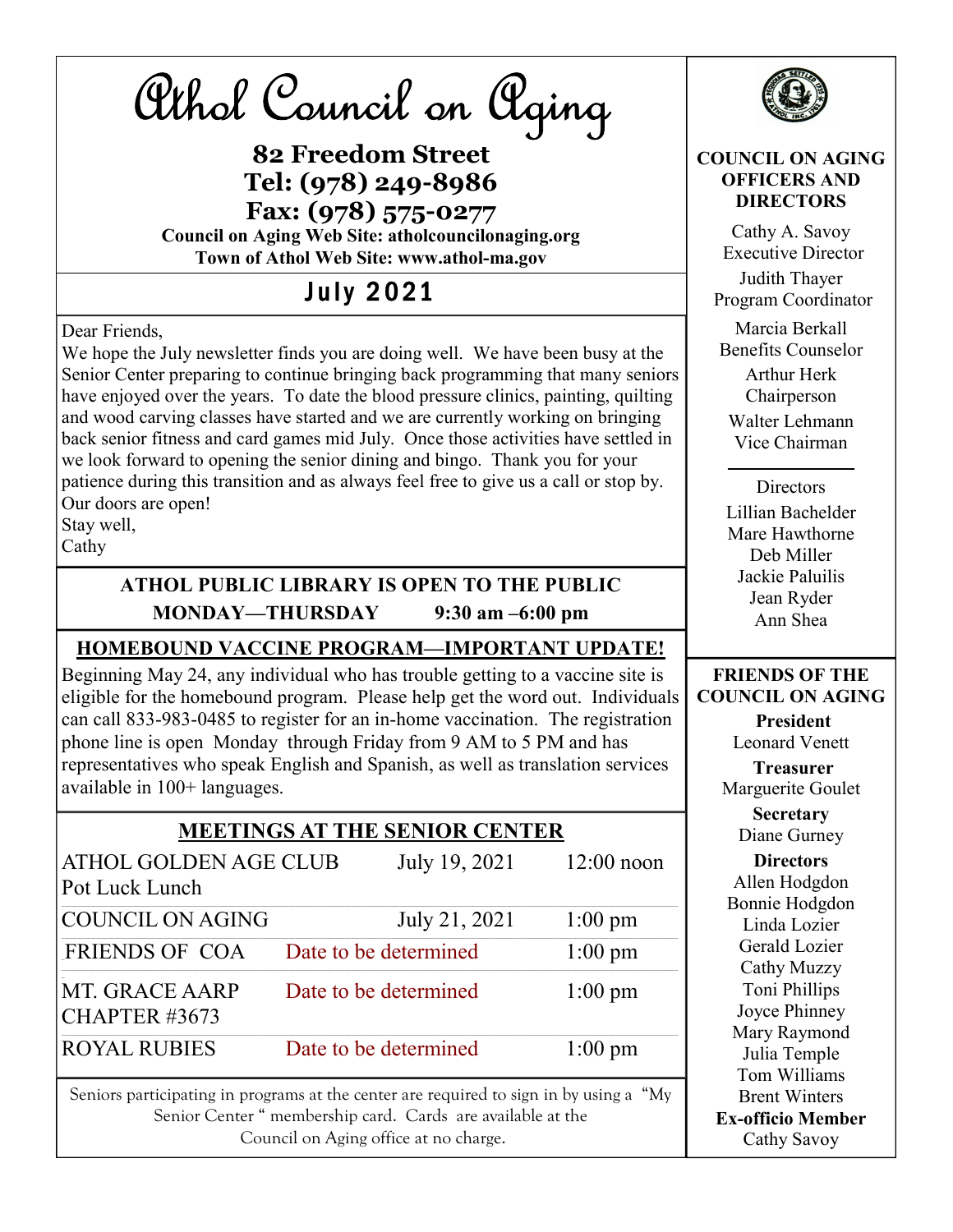# Athol Council on Aging

**82 Freedom Street**
**Tel: (978) 249-8986**
**Fax: (978) 575-0277**
**Council on Aging Web Site: atholcouncilonaging.org**
**Town of Athol Web Site: www.athol-ma.gov**

## July 2021

Dear Friends,
We hope the July newsletter finds you are doing well. We have been busy at the Senior Center preparing to continue bringing back programming that many seniors have enjoyed over the years. To date the blood pressure clinics, painting, quilting and wood carving classes have started and we are currently working on bringing back senior fitness and card games mid July. Once those activities have settled in we look forward to opening the senior dining and bingo. Thank you for your patience during this transition and as always feel free to give us a call or stop by. Our doors are open!
Stay well,
Cathy

**ATHOL PUBLIC LIBRARY IS OPEN TO THE PUBLIC**
**MONDAY—THURSDAY 9:30 am –6:00 pm**

## HOMEBOUND VACCINE PROGRAM—IMPORTANT UPDATE!

Beginning May 24, any individual who has trouble getting to a vaccine site is eligible for the homebound program. Please help get the word out. Individuals can call 833-983-0485 to register for an in-home vaccination. The registration phone line is open Monday through Friday from 9 AM to 5 PM and has representatives who speak English and Spanish, as well as translation services available in 100+ languages.

## MEETINGS AT THE SENIOR CENTER

| Meeting | Date | Time |
|---|---|---|
| ATHOL GOLDEN AGE CLUB Pot Luck Lunch | July 19, 2021 | 12:00 noon |
| COUNCIL ON AGING | July 21, 2021 | 1:00 pm |
| FRIENDS OF COA | Date to be determined | 1:00 pm |
| MT. GRACE AARP CHAPTER #3673 | Date to be determined | 1:00 pm |
| ROYAL RUBIES | Date to be determined | 1:00 pm |

Seniors participating in programs at the center are required to sign in by using a "My Senior Center" membership card. Cards are available at the Council on Aging office at no charge.

### COUNCIL ON AGING OFFICERS AND DIRECTORS

Cathy A. Savoy
Executive Director

Judith Thayer
Program Coordinator

Marcia Berkall
Benefits Counselor

Arthur Herk
Chairperson

Walter Lehmann
Vice Chairman

Directors
Lillian Bachelder
Mare Hawthorne
Deb Miller
Jackie Paluilis
Jean Ryder
Ann Shea

### FRIENDS OF THE COUNCIL ON AGING

**President**
Leonard Venett

**Treasurer**
Marguerite Goulet

**Secretary**
Diane Gurney

**Directors**
Allen Hodgdon
Bonnie Hodgdon
Linda Lozier
Gerald Lozier
Cathy Muzzy
Toni Phillips
Joyce Phinney
Mary Raymond
Julia Temple
Tom Williams
Brent Winters

**Ex-officio Member**
Cathy Savoy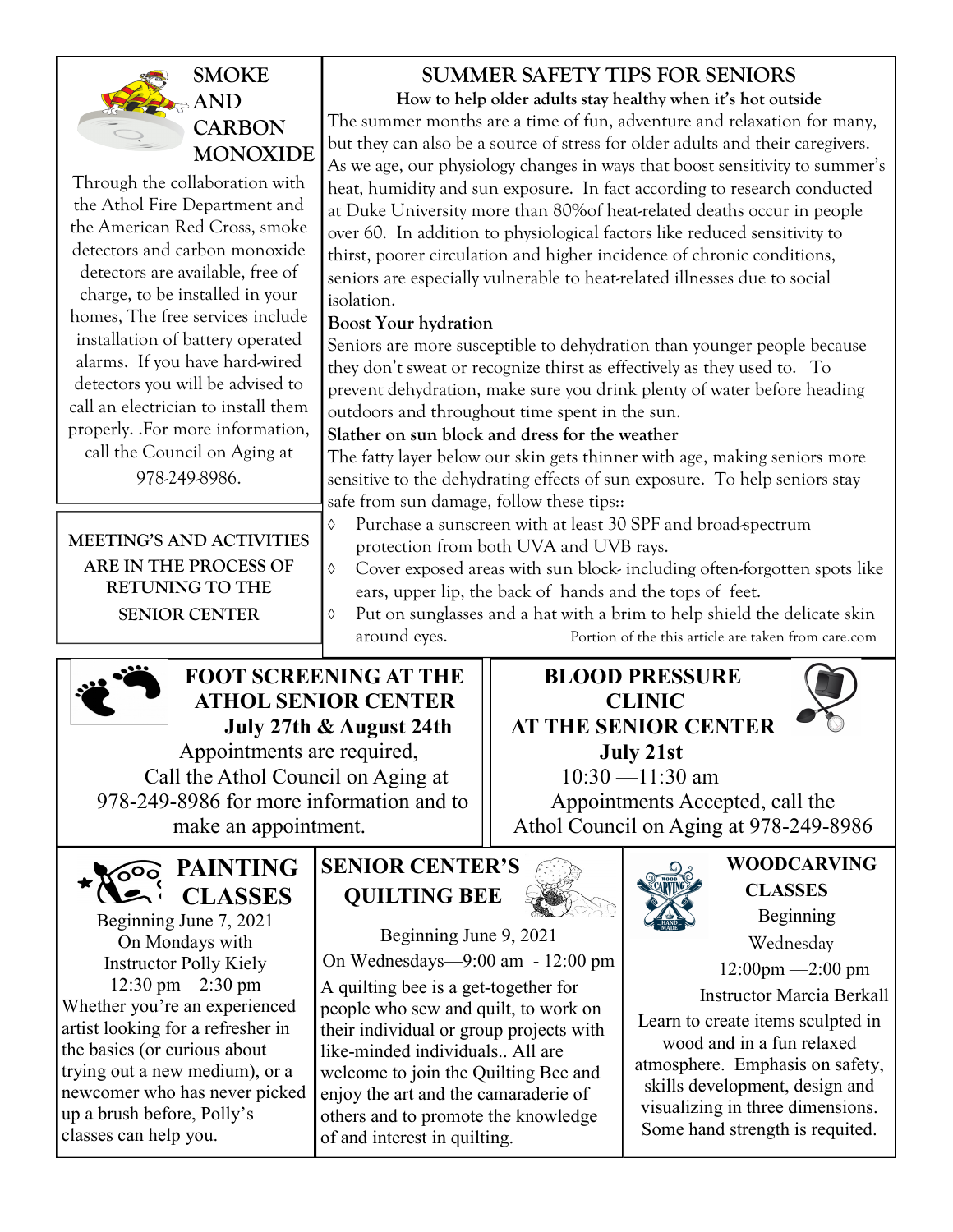## SMOKE AND CARBON MONOXIDE

Through the collaboration with the Athol Fire Department and the American Red Cross, smoke detectors and carbon monoxide detectors are available, free of charge, to be installed in your homes, The free services include installation of battery operated alarms. If you have hard-wired detectors you will be advised to call an electrician to install them properly. .For more information, call the Council on Aging at 978-249-8986.

**MEETING'S AND ACTIVITIES ARE IN THE PROCESS OF RETUNING TO THE SENIOR CENTER**

## SUMMER SAFETY TIPS FOR SENIORS

**How to help older adults stay healthy when it's hot outside**

The summer months are a time of fun, adventure and relaxation for many, but they can also be a source of stress for older adults and their caregivers. As we age, our physiology changes in ways that boost sensitivity to summer's heat, humidity and sun exposure. In fact according to research conducted at Duke University more than 80%of heat-related deaths occur in people over 60. In addition to physiological factors like reduced sensitivity to thirst, poorer circulation and higher incidence of chronic conditions, seniors are especially vulnerable to heat-related illnesses due to social isolation.

**Boost Your hydration**

Seniors are more susceptible to dehydration than younger people because they don't sweat or recognize thirst as effectively as they used to. To prevent dehydration, make sure you drink plenty of water before heading outdoors and throughout time spent in the sun.

**Slather on sun block and dress for the weather**

The fatty layer below our skin gets thinner with age, making seniors more sensitive to the dehydrating effects of sun exposure. To help seniors stay safe from sun damage, follow these tips::

- Purchase a sunscreen with at least 30 SPF and broad-spectrum protection from both UVA and UVB rays.
- Cover exposed areas with sun block- including often-forgotten spots like ears, upper lip, the back of hands and the tops of feet.
- Put on sunglasses and a hat with a brim to help shield the delicate skin around eyes.

Portion of the this article are taken from care.com

## FOOT SCREENING AT THE ATHOL SENIOR CENTER

**July 27th & August 24th**

Appointments are required,
Call the Athol Council on Aging at 978-249-8986 for more information and to make an appointment.

## BLOOD PRESSURE CLINIC AT THE SENIOR CENTER

**July 21st**

10:30 —11:30 am

Appointments Accepted, call the Athol Council on Aging at 978-249-8986

## PAINTING CLASSES

Beginning June 7, 2021
On Mondays with
Instructor Polly Kiely
12:30 pm—2:30 pm

Whether you're an experienced artist looking for a refresher in the basics (or curious about trying out a new medium), or a newcomer who has never picked up a brush before, Polly's classes can help you.

## SENIOR CENTER'S QUILTING BEE

Beginning June 9, 2021
On Wednesdays—9:00 am - 12:00 pm

A quilting bee is a get-together for people who sew and quilt, to work on their individual or group projects with like-minded individuals.. All are welcome to join the Quilting Bee and enjoy the art and the camaraderie of others and to promote the knowledge of and interest in quilting.

## WOODCARVING CLASSES

Beginning
Wednesday
12:00pm —2:00 pm
Instructor Marcia Berkall

Learn to create items sculpted in wood and in a fun relaxed atmosphere. Emphasis on safety, skills development, design and visualizing in three dimensions. Some hand strength is requited.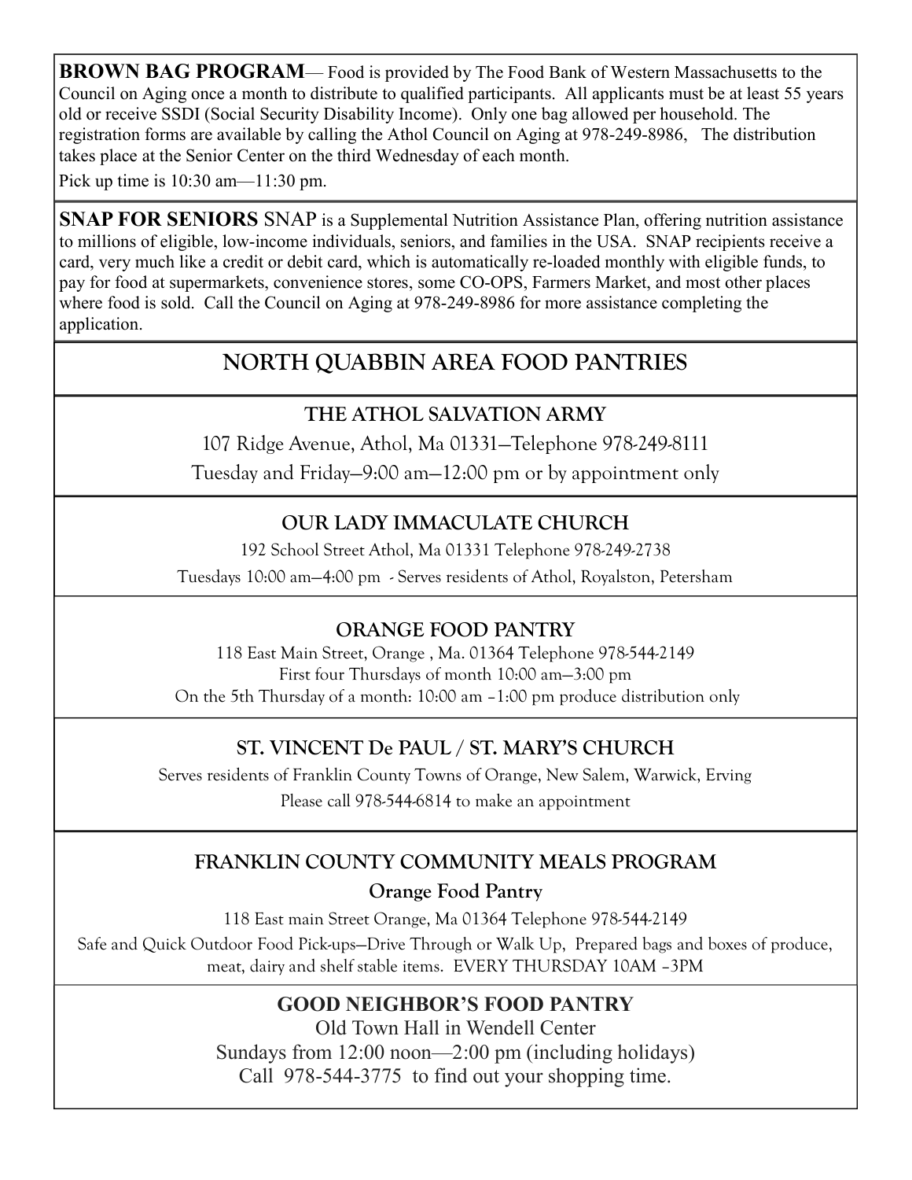**BROWN BAG PROGRAM**— Food is provided by The Food Bank of Western Massachusetts to the Council on Aging once a month to distribute to qualified participants. All applicants must be at least 55 years old or receive SSDI (Social Security Disability Income). Only one bag allowed per household. The registration forms are available by calling the Athol Council on Aging at 978-249-8986, The distribution takes place at the Senior Center on the third Wednesday of each month.

Pick up time is 10:30 am—11:30 pm.

**SNAP FOR SENIORS** SNAP is a Supplemental Nutrition Assistance Plan, offering nutrition assistance to millions of eligible, low-income individuals, seniors, and families in the USA. SNAP recipients receive a card, very much like a credit or debit card, which is automatically re-loaded monthly with eligible funds, to pay for food at supermarkets, convenience stores, some CO-OPS, Farmers Market, and most other places where food is sold. Call the Council on Aging at 978-249-8986 for more assistance completing the application.

## NORTH QUABBIN AREA FOOD PANTRIES

### THE ATHOL SALVATION ARMY

107 Ridge Avenue, Athol, Ma 01331—Telephone 978-249-8111

Tuesday and Friday—9:00 am—12:00 pm or by appointment only

### OUR LADY IMMACULATE CHURCH

192 School Street Athol, Ma 01331 Telephone 978-249-2738

Tuesdays 10:00 am—4:00 pm - Serves residents of Athol, Royalston, Petersham

### ORANGE FOOD PANTRY

118 East Main Street, Orange , Ma. 01364 Telephone 978-544-2149

First four Thursdays of month 10:00 am—3:00 pm

On the 5th Thursday of a month: 10:00 am –1:00 pm produce distribution only

### ST. VINCENT De PAUL / ST. MARY'S CHURCH

Serves residents of Franklin County Towns of Orange, New Salem, Warwick, Erving

Please call 978-544-6814 to make an appointment

### FRANKLIN COUNTY COMMUNITY MEALS PROGRAM

**Orange Food Pantry**

118 East main Street Orange, Ma 01364 Telephone 978-544-2149

Safe and Quick Outdoor Food Pick-ups—Drive Through or Walk Up, Prepared bags and boxes of produce, meat, dairy and shelf stable items. EVERY THURSDAY 10AM –3PM

### GOOD NEIGHBOR'S FOOD PANTRY

Old Town Hall in Wendell Center

Sundays from 12:00 noon—2:00 pm (including holidays)

Call 978-544-3775 to find out your shopping time.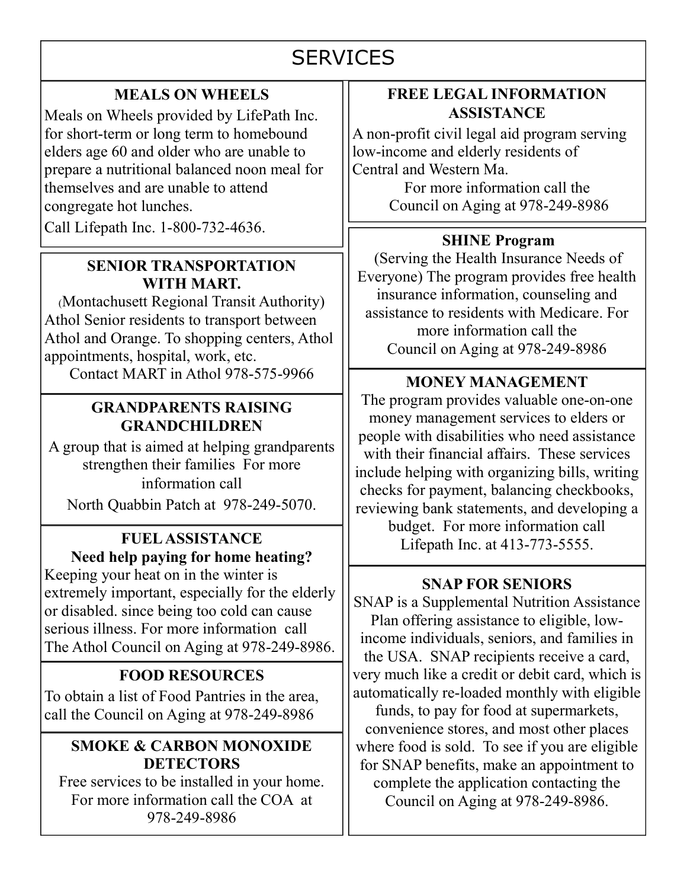# SERVICES

### MEALS ON WHEELS

Meals on Wheels provided by LifePath Inc. for short-term or long term to homebound elders age 60 and older who are unable to prepare a nutritional balanced noon meal for themselves and are unable to attend congregate hot lunches.

Call Lifepath Inc. 1-800-732-4636.

### SENIOR TRANSPORTATION WITH MART.

(Montachusett Regional Transit Authority) Athol Senior residents to transport between Athol and Orange. To shopping centers, Athol appointments, hospital, work, etc.

Contact MART in Athol 978-575-9966

### GRANDPARENTS RAISING GRANDCHILDREN

A group that is aimed at helping grandparents strengthen their families For more information call

North Quabbin Patch at 978-249-5070.

### FUEL ASSISTANCE

**Need help paying for home heating?**

Keeping your heat on in the winter is extremely important, especially for the elderly or disabled. since being too cold can cause serious illness. For more information call The Athol Council on Aging at 978-249-8986.

### FOOD RESOURCES

To obtain a list of Food Pantries in the area, call the Council on Aging at 978-249-8986

### SMOKE & CARBON MONOXIDE DETECTORS

Free services to be installed in your home. For more information call the COA at 978-249-8986

### FREE LEGAL INFORMATION ASSISTANCE

A non-profit civil legal aid program serving low-income and elderly residents of Central and Western Ma.

For more information call the Council on Aging at 978-249-8986

### SHINE Program

(Serving the Health Insurance Needs of Everyone) The program provides free health insurance information, counseling and assistance to residents with Medicare. For more information call the Council on Aging at 978-249-8986

### MONEY MANAGEMENT

The program provides valuable one-on-one money management services to elders or people with disabilities who need assistance with their financial affairs. These services include helping with organizing bills, writing checks for payment, balancing checkbooks, reviewing bank statements, and developing a budget. For more information call Lifepath Inc. at 413-773-5555.

### SNAP FOR SENIORS

SNAP is a Supplemental Nutrition Assistance Plan offering assistance to eligible, low-income individuals, seniors, and families in the USA. SNAP recipients receive a card, very much like a credit or debit card, which is automatically re-loaded monthly with eligible funds, to pay for food at supermarkets, convenience stores, and most other places where food is sold. To see if you are eligible for SNAP benefits, make an appointment to complete the application contacting the Council on Aging at 978-249-8986.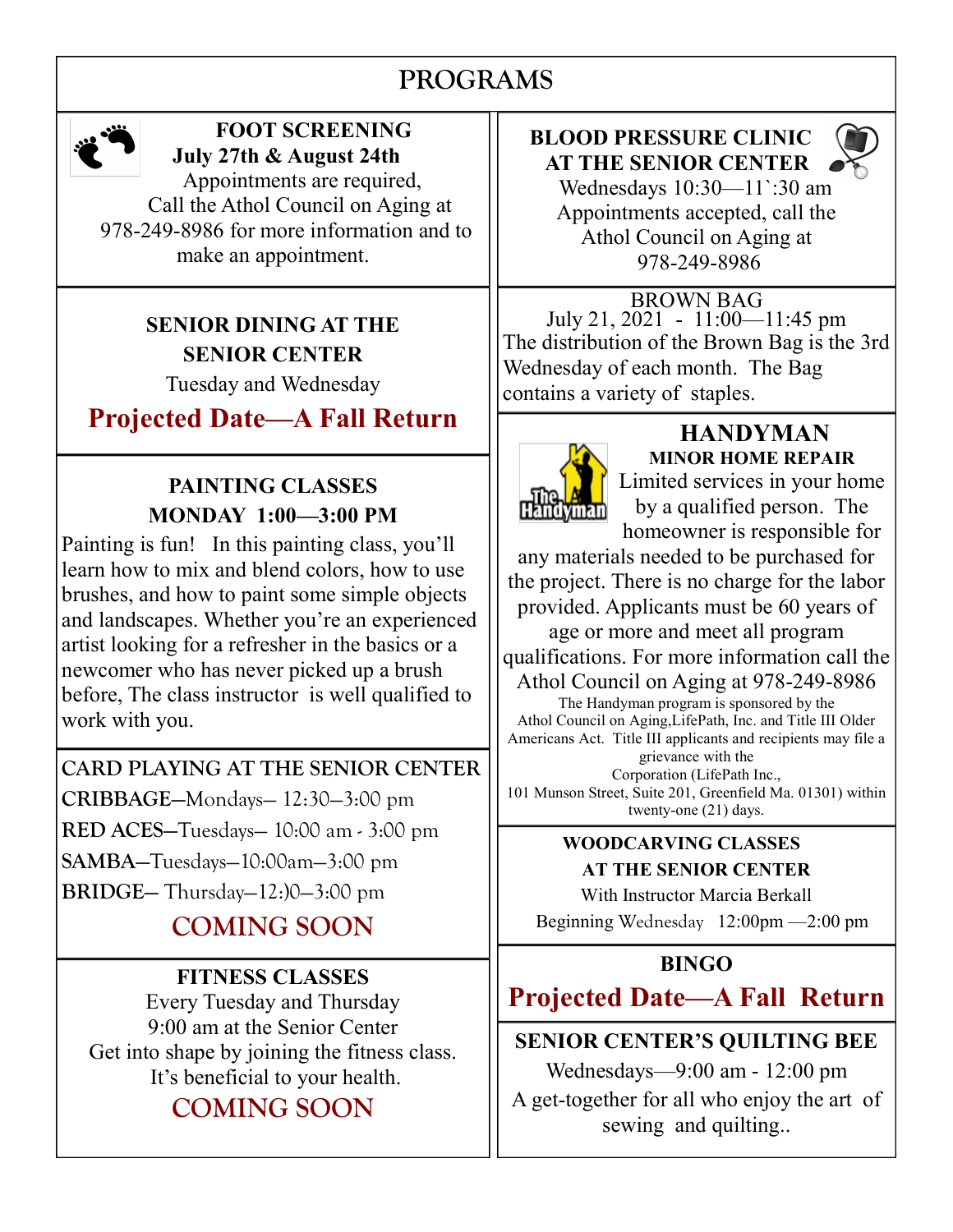# PROGRAMS

### FOOT SCREENING

**July 27th & August 24th**

Appointments are required, Call the Athol Council on Aging at 978-249-8986 for more information and to make an appointment.

### SENIOR DINING AT THE SENIOR CENTER

Tuesday and Wednesday

**Projected Date—A Fall Return**

### PAINTING CLASSES

**MONDAY 1:00—3:00 PM**

Painting is fun! In this painting class, you'll learn how to mix and blend colors, how to use brushes, and how to paint some simple objects and landscapes. Whether you're an experienced artist looking for a refresher in the basics or a newcomer who has never picked up a brush before, The class instructor is well qualified to work with you.

### CARD PLAYING AT THE SENIOR CENTER

**CRIBBAGE**—Mondays— 12:30—3:00 pm

**RED ACES**—Tuesdays— 10:00 am - 3:00 pm

**SAMBA**—Tuesdays—10:00am—3:00 pm

**BRIDGE**— Thursday—12:)0—3:00 pm

COMING SOON

### FITNESS CLASSES

Every Tuesday and Thursday

9:00 am at the Senior Center

Get into shape by joining the fitness class. It's beneficial to your health.

COMING SOON

### BLOOD PRESSURE CLINIC AT THE SENIOR CENTER

Wednesdays 10:30—11`:30 am

Appointments accepted, call the Athol Council on Aging at 978-249-8986

### BROWN BAG

July 21, 2021 - 11:00—11:45 pm

The distribution of the Brown Bag is the 3rd Wednesday of each month. The Bag contains a variety of staples.

### HANDYMAN

**MINOR HOME REPAIR**

Limited services in your home by a qualified person. The homeowner is responsible for any materials needed to be purchased for the project. There is no charge for the labor provided. Applicants must be 60 years of age or more and meet all program qualifications. For more information call the Athol Council on Aging at 978-249-8986

The Handyman program is sponsored by the Athol Council on Aging,LifePath, Inc. and Title III Older Americans Act. Title III applicants and recipients may file a grievance with the Corporation (LifePath Inc., 101 Munson Street, Suite 201, Greenfield Ma. 01301) within twenty-one (21) days.

### WOODCARVING CLASSES AT THE SENIOR CENTER

With Instructor Marcia Berkall

Beginning Wednesday 12:00pm —2:00 pm

### BINGO

**Projected Date—A Fall Return**

### SENIOR CENTER'S QUILTING BEE

Wednesdays—9:00 am - 12:00 pm

A get-together for all who enjoy the art of sewing and quilting..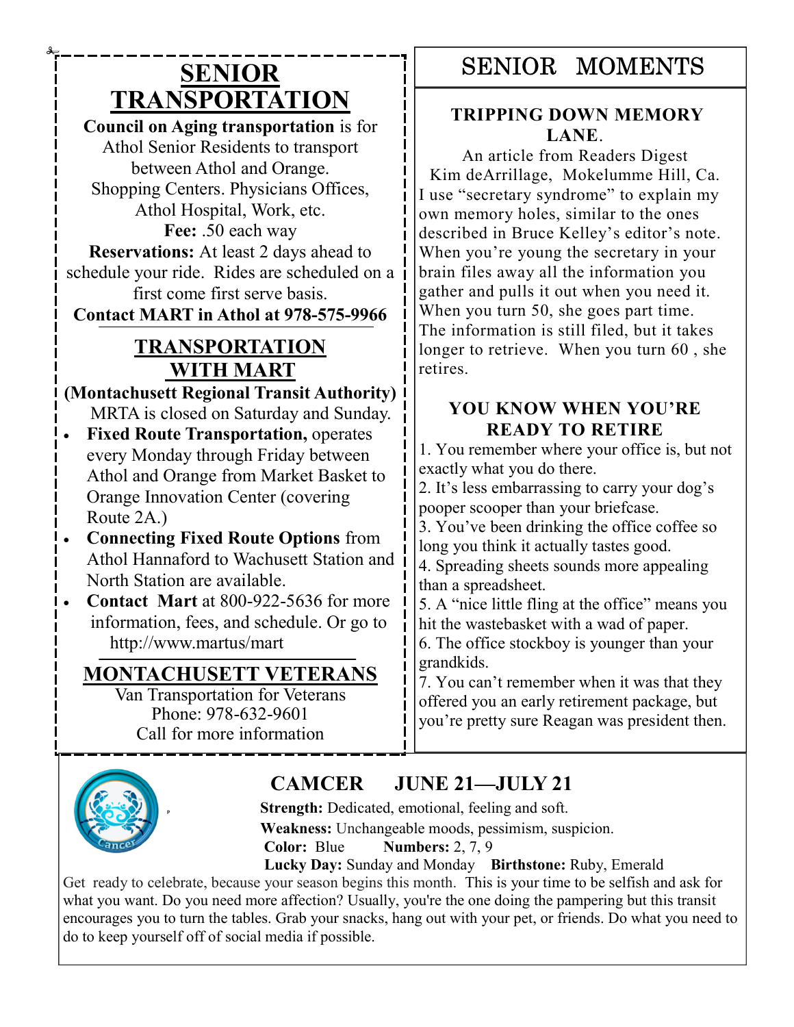# SENIOR TRANSPORTATION

**Council on Aging transportation** is for Athol Senior Residents to transport between Athol and Orange. Shopping Centers. Physicians Offices, Athol Hospital, Work, etc.

**Fee:** .50 each way

**Reservations:** At least 2 days ahead to schedule your ride. Rides are scheduled on a first come first serve basis.

**Contact MART in Athol at 978-575-9966**

## TRANSPORTATION WITH MART

**(Montachusett Regional Transit Authority)**

MRTA is closed on Saturday and Sunday.

- **Fixed Route Transportation,** operates every Monday through Friday between Athol and Orange from Market Basket to Orange Innovation Center (covering Route 2A.)
- **Connecting Fixed Route Options** from Athol Hannaford to Wachusett Station and North Station are available.
- **Contact Mart** at 800-922-5636 for more information, fees, and schedule. Or go to http://www.martus/mart

## MONTACHUSETT VETERANS

Van Transportation for Veterans
Phone: 978-632-9601
Call for more information

# SENIOR MOMENTS

## TRIPPING DOWN MEMORY LANE.

An article from Readers Digest
Kim deArrillage, Mokelumme Hill, Ca.

I use "secretary syndrome" to explain my own memory holes, similar to the ones described in Bruce Kelley's editor's note. When you're young the secretary in your brain files away all the information you gather and pulls it out when you need it. When you turn 50, she goes part time. The information is still filed, but it takes longer to retrieve. When you turn 60 , she retires.

## YOU KNOW WHEN YOU'RE READY TO RETIRE

1. You remember where your office is, but not exactly what you do there.
2. It's less embarrassing to carry your dog's pooper scooper than your briefcase.
3. You've been drinking the office coffee so long you think it actually tastes good.
4. Spreading sheets sounds more appealing than a spreadsheet.
5. A "nice little fling at the office" means you hit the wastebasket with a wad of paper.
6. The office stockboy is younger than your grandkids.
7. You can't remember when it was that they offered you an early retirement package, but you're pretty sure Reagan was president then.

## CAMCER JUNE 21—JULY 21

**Strength:** Dedicated, emotional, feeling and soft.
**Weakness:** Unchangeable moods, pessimism, suspicion.
**Color:** Blue **Numbers:** 2, 7, 9
**Lucky Day:** Sunday and Monday **Birthstone:** Ruby, Emerald

Get ready to celebrate, because your season begins this month. This is your time to be selfish and ask for what you want. Do you need more affection? Usually, you're the one doing the pampering but this transit encourages you to turn the tables. Grab your snacks, hang out with your pet, or friends. Do what you need to do to keep yourself off of social media if possible.